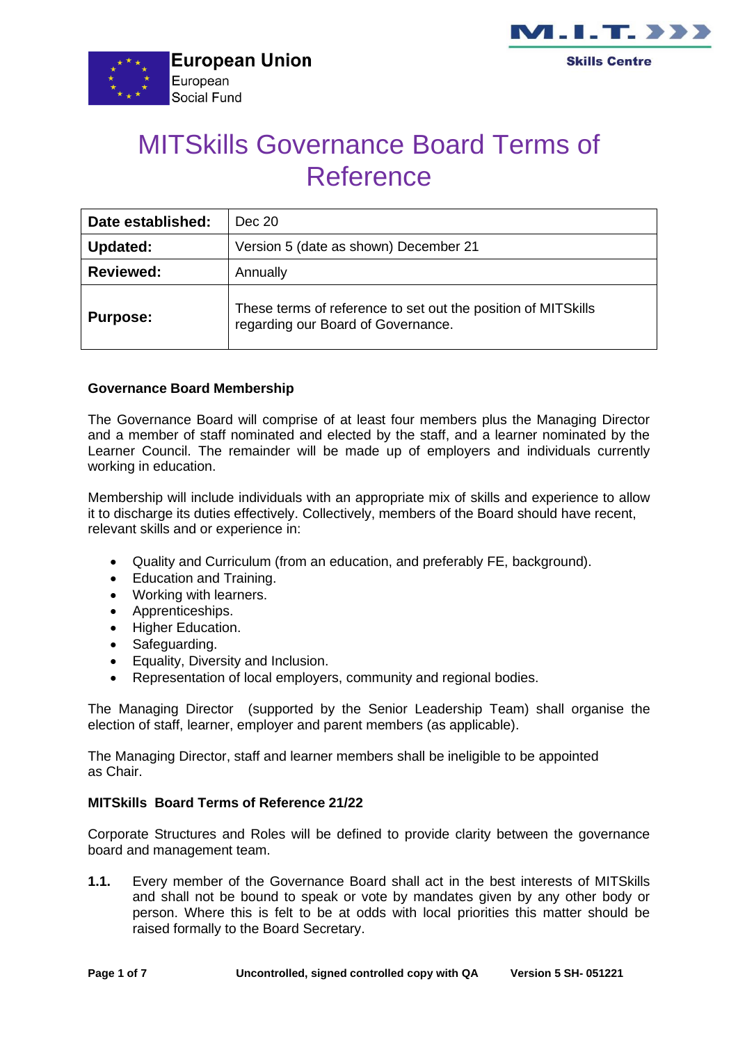European Union
European
Social Fund

M.I.T.
Skills Centre

# MITSkills Governance Board Terms of Reference

| **Date established:** | Dec 20 |
|---|---|
| **Updated:** | Version 5 (date as shown) December 21 |
| **Reviewed:** | Annually |
| **Purpose:** | These terms of reference to set out the position of MITSkills regarding our Board of Governance. |

**Governance Board Membership**

The Governance Board will comprise of at least four members plus the Managing Director and a member of staff nominated and elected by the staff, and a learner nominated by the Learner Council. The remainder will be made up of employers and individuals currently working in education.

Membership will include individuals with an appropriate mix of skills and experience to allow it to discharge its duties effectively. Collectively, members of the Board should have recent, relevant skills and or experience in:

- Quality and Curriculum (from an education, and preferably FE, background).
- Education and Training.
- Working with learners.
- Apprenticeships.
- Higher Education.
- Safeguarding.
- Equality, Diversity and Inclusion.
- Representation of local employers, community and regional bodies.

The Managing Director (supported by the Senior Leadership Team) shall organise the election of staff, learner, employer and parent members (as applicable).

The Managing Director, staff and learner members shall be ineligible to be appointed as Chair.

**MITSkills Board Terms of Reference 21/22**

Corporate Structures and Roles will be defined to provide clarity between the governance board and management team.

**1.1.** Every member of the Governance Board shall act in the best interests of MITSkills and shall not be bound to speak or vote by mandates given by any other body or person. Where this is felt to be at odds with local priorities this matter should be raised formally to the Board Secretary.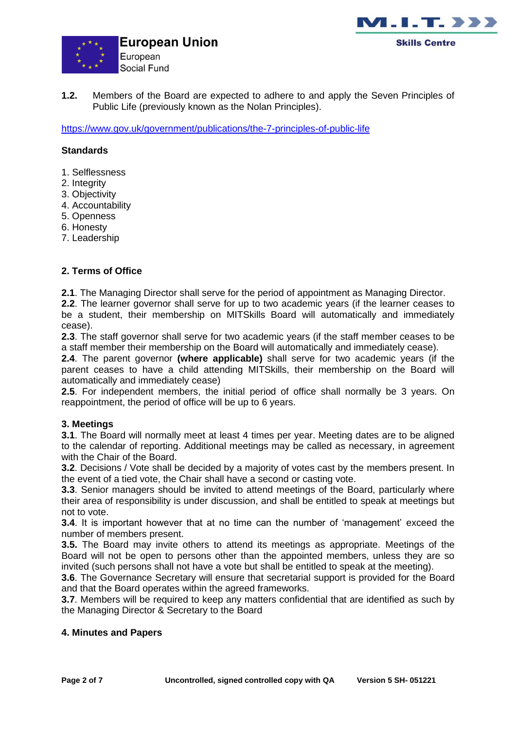**1.2.** Members of the Board are expected to adhere to and apply the Seven Principles of Public Life (previously known as the Nolan Principles).

https://www.gov.uk/government/publications/the-7-principles-of-public-life

**Standards**

1. Selflessness
2. Integrity
3. Objectivity
4. Accountability
5. Openness
6. Honesty
7. Leadership

**2. Terms of Office**

**2.1**. The Managing Director shall serve for the period of appointment as Managing Director.
**2.2**. The learner governor shall serve for up to two academic years (if the learner ceases to be a student, their membership on MITSkills Board will automatically and immediately cease).
**2.3**. The staff governor shall serve for two academic years (if the staff member ceases to be a staff member their membership on the Board will automatically and immediately cease).
**2.4**. The parent governor **(where applicable)** shall serve for two academic years (if the parent ceases to have a child attending MITSkills, their membership on the Board will automatically and immediately cease)
**2.5**. For independent members, the initial period of office shall normally be 3 years. On reappointment, the period of office will be up to 6 years.

**3. Meetings**
**3.1**. The Board will normally meet at least 4 times per year. Meeting dates are to be aligned to the calendar of reporting. Additional meetings may be called as necessary, in agreement with the Chair of the Board.
**3.2**. Decisions / Vote shall be decided by a majority of votes cast by the members present. In the event of a tied vote, the Chair shall have a second or casting vote.
**3.3**. Senior managers should be invited to attend meetings of the Board, particularly where their area of responsibility is under discussion, and shall be entitled to speak at meetings but not to vote.
**3.4**. It is important however that at no time can the number of 'management' exceed the number of members present.
**3.5.** The Board may invite others to attend its meetings as appropriate. Meetings of the Board will not be open to persons other than the appointed members, unless they are so invited (such persons shall not have a vote but shall be entitled to speak at the meeting).
**3.6**. The Governance Secretary will ensure that secretarial support is provided for the Board and that the Board operates within the agreed frameworks.
**3.7**. Members will be required to keep any matters confidential that are identified as such by the Managing Director & Secretary to the Board

**4. Minutes and Papers**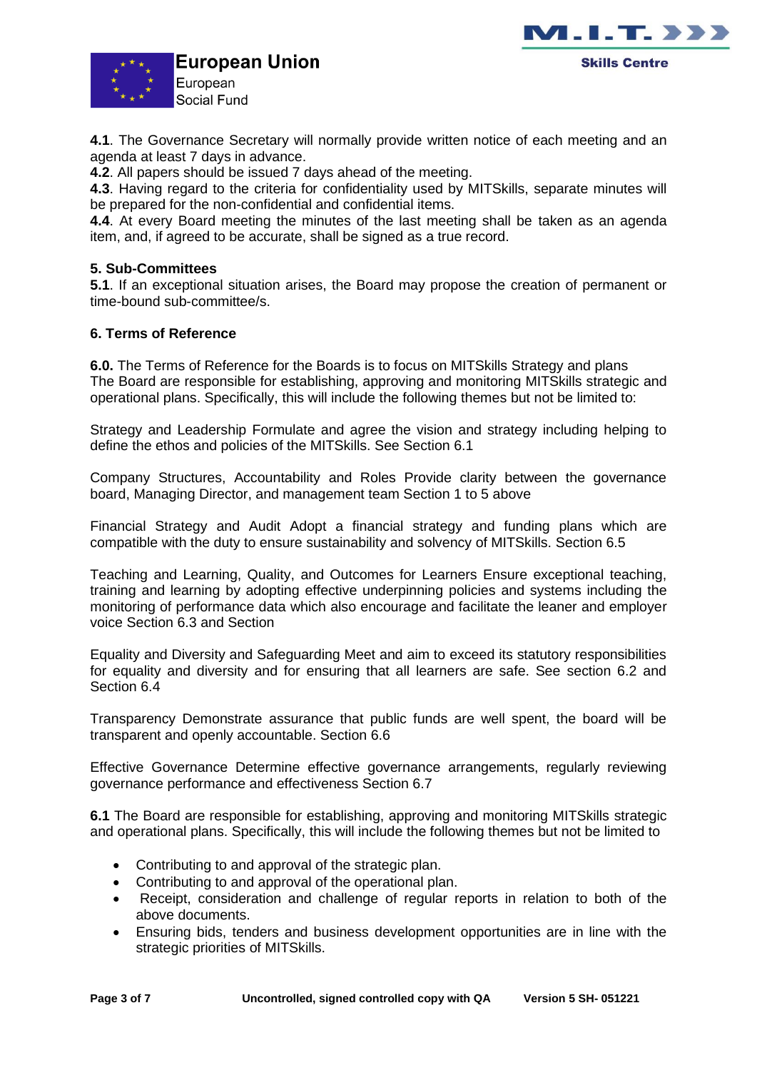**4.1**. The Governance Secretary will normally provide written notice of each meeting and an agenda at least 7 days in advance.
**4.2**. All papers should be issued 7 days ahead of the meeting.
**4.3**. Having regard to the criteria for confidentiality used by MITSkills, separate minutes will be prepared for the non-confidential and confidential items.
**4.4**. At every Board meeting the minutes of the last meeting shall be taken as an agenda item, and, if agreed to be accurate, shall be signed as a true record.

**5. Sub-Committees**
**5.1**. If an exceptional situation arises, the Board may propose the creation of permanent or time-bound sub-committee/s.

**6. Terms of Reference**

**6.0.** The Terms of Reference for the Boards is to focus on MITSkills Strategy and plans
The Board are responsible for establishing, approving and monitoring MITSkills strategic and operational plans. Specifically, this will include the following themes but not be limited to:

Strategy and Leadership Formulate and agree the vision and strategy including helping to define the ethos and policies of the MITSkills. See Section 6.1

Company Structures, Accountability and Roles Provide clarity between the governance board, Managing Director, and management team Section 1 to 5 above

Financial Strategy and Audit Adopt a financial strategy and funding plans which are compatible with the duty to ensure sustainability and solvency of MITSkills. Section 6.5

Teaching and Learning, Quality, and Outcomes for Learners Ensure exceptional teaching, training and learning by adopting effective underpinning policies and systems including the monitoring of performance data which also encourage and facilitate the leaner and employer voice Section 6.3 and Section

Equality and Diversity and Safeguarding Meet and aim to exceed its statutory responsibilities for equality and diversity and for ensuring that all learners are safe. See section 6.2 and Section 6.4

Transparency Demonstrate assurance that public funds are well spent, the board will be transparent and openly accountable. Section 6.6

Effective Governance Determine effective governance arrangements, regularly reviewing governance performance and effectiveness Section 6.7

**6.1** The Board are responsible for establishing, approving and monitoring MITSkills strategic and operational plans. Specifically, this will include the following themes but not be limited to

- Contributing to and approval of the strategic plan.
- Contributing to and approval of the operational plan.
- Receipt, consideration and challenge of regular reports in relation to both of the above documents.
- Ensuring bids, tenders and business development opportunities are in line with the strategic priorities of MITSkills.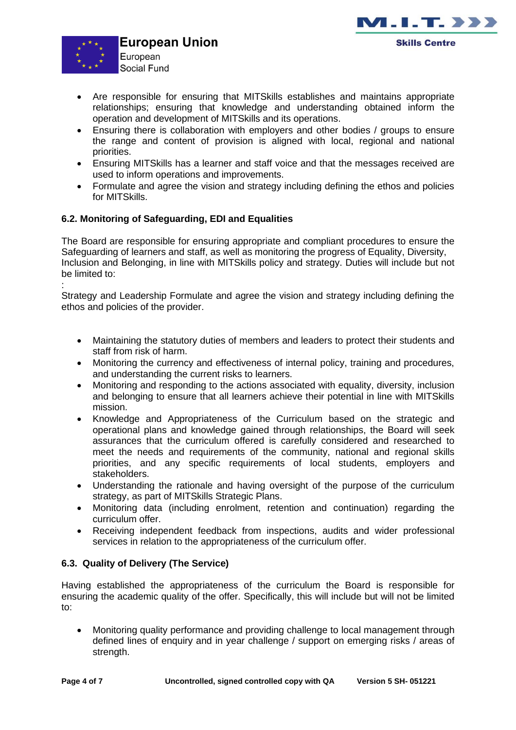- Are responsible for ensuring that MITSkills establishes and maintains appropriate relationships; ensuring that knowledge and understanding obtained inform the operation and development of MITSkills and its operations.
- Ensuring there is collaboration with employers and other bodies / groups to ensure the range and content of provision is aligned with local, regional and national priorities.
- Ensuring MITSkills has a learner and staff voice and that the messages received are used to inform operations and improvements.
- Formulate and agree the vision and strategy including defining the ethos and policies for MITSkills.

**6.2. Monitoring of Safeguarding, EDI and Equalities**

The Board are responsible for ensuring appropriate and compliant procedures to ensure the Safeguarding of learners and staff, as well as monitoring the progress of Equality, Diversity, Inclusion and Belonging, in line with MITSkills policy and strategy. Duties will include but not be limited to:

:

Strategy and Leadership Formulate and agree the vision and strategy including defining the ethos and policies of the provider.

- Maintaining the statutory duties of members and leaders to protect their students and staff from risk of harm.
- Monitoring the currency and effectiveness of internal policy, training and procedures, and understanding the current risks to learners.
- Monitoring and responding to the actions associated with equality, diversity, inclusion and belonging to ensure that all learners achieve their potential in line with MITSkills mission.
- Knowledge and Appropriateness of the Curriculum based on the strategic and operational plans and knowledge gained through relationships, the Board will seek assurances that the curriculum offered is carefully considered and researched to meet the needs and requirements of the community, national and regional skills priorities, and any specific requirements of local students, employers and stakeholders.
- Understanding the rationale and having oversight of the purpose of the curriculum strategy, as part of MITSkills Strategic Plans.
- Monitoring data (including enrolment, retention and continuation) regarding the curriculum offer.
- Receiving independent feedback from inspections, audits and wider professional services in relation to the appropriateness of the curriculum offer.

**6.3. Quality of Delivery (The Service)**

Having established the appropriateness of the curriculum the Board is responsible for ensuring the academic quality of the offer. Specifically, this will include but will not be limited to:

- Monitoring quality performance and providing challenge to local management through defined lines of enquiry and in year challenge / support on emerging risks / areas of strength.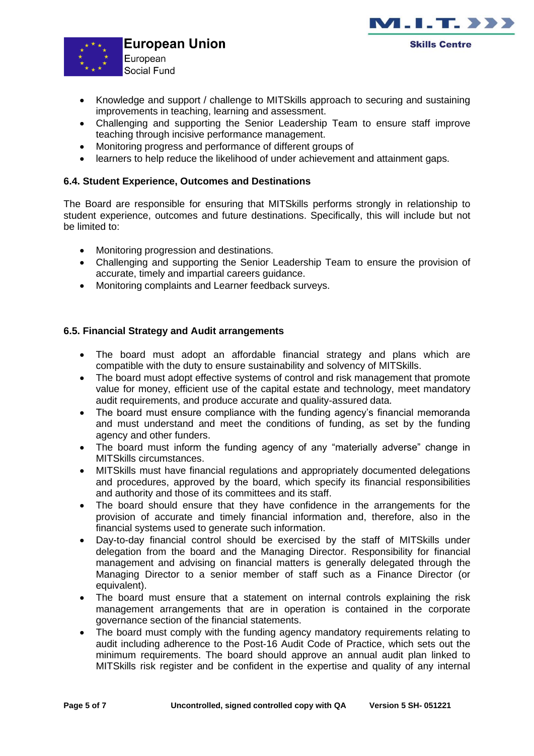- Knowledge and support / challenge to MITSkills approach to securing and sustaining improvements in teaching, learning and assessment.
- Challenging and supporting the Senior Leadership Team to ensure staff improve teaching through incisive performance management.
- Monitoring progress and performance of different groups of
- learners to help reduce the likelihood of under achievement and attainment gaps.

### 6.4. Student Experience, Outcomes and Destinations

The Board are responsible for ensuring that MITSkills performs strongly in relationship to student experience, outcomes and future destinations. Specifically, this will include but not be limited to:

- Monitoring progression and destinations.
- Challenging and supporting the Senior Leadership Team to ensure the provision of accurate, timely and impartial careers guidance.
- Monitoring complaints and Learner feedback surveys.

### 6.5. Financial Strategy and Audit arrangements

- The board must adopt an affordable financial strategy and plans which are compatible with the duty to ensure sustainability and solvency of MITSkills.
- The board must adopt effective systems of control and risk management that promote value for money, efficient use of the capital estate and technology, meet mandatory audit requirements, and produce accurate and quality-assured data.
- The board must ensure compliance with the funding agency's financial memoranda and must understand and meet the conditions of funding, as set by the funding agency and other funders.
- The board must inform the funding agency of any "materially adverse" change in MITSkills circumstances.
- MITSkills must have financial regulations and appropriately documented delegations and procedures, approved by the board, which specify its financial responsibilities and authority and those of its committees and its staff.
- The board should ensure that they have confidence in the arrangements for the provision of accurate and timely financial information and, therefore, also in the financial systems used to generate such information.
- Day-to-day financial control should be exercised by the staff of MITSkills under delegation from the board and the Managing Director. Responsibility for financial management and advising on financial matters is generally delegated through the Managing Director to a senior member of staff such as a Finance Director (or equivalent).
- The board must ensure that a statement on internal controls explaining the risk management arrangements that are in operation is contained in the corporate governance section of the financial statements.
- The board must comply with the funding agency mandatory requirements relating to audit including adherence to the Post-16 Audit Code of Practice, which sets out the minimum requirements. The board should approve an annual audit plan linked to MITSkills risk register and be confident in the expertise and quality of any internal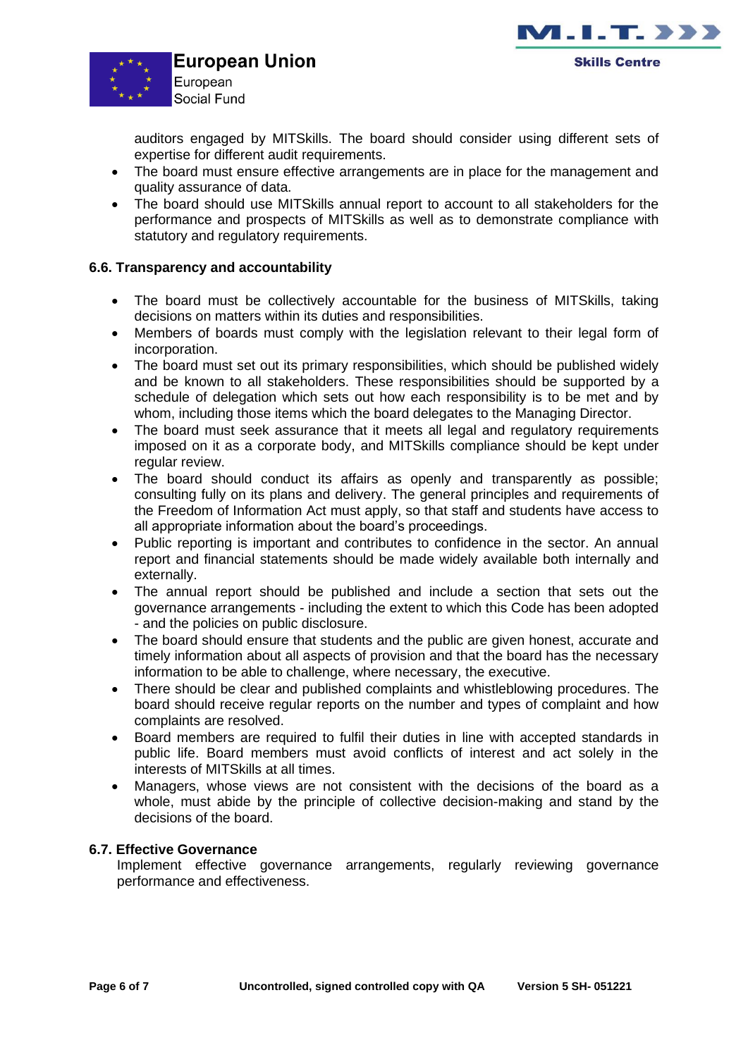auditors engaged by MITSkills. The board should consider using different sets of expertise for different audit requirements.

- The board must ensure effective arrangements are in place for the management and quality assurance of data.
- The board should use MITSkills annual report to account to all stakeholders for the performance and prospects of MITSkills as well as to demonstrate compliance with statutory and regulatory requirements.

**6.6. Transparency and accountability**

- The board must be collectively accountable for the business of MITSkills, taking decisions on matters within its duties and responsibilities.
- Members of boards must comply with the legislation relevant to their legal form of incorporation.
- The board must set out its primary responsibilities, which should be published widely and be known to all stakeholders. These responsibilities should be supported by a schedule of delegation which sets out how each responsibility is to be met and by whom, including those items which the board delegates to the Managing Director.
- The board must seek assurance that it meets all legal and regulatory requirements imposed on it as a corporate body, and MITSkills compliance should be kept under regular review.
- The board should conduct its affairs as openly and transparently as possible; consulting fully on its plans and delivery. The general principles and requirements of the Freedom of Information Act must apply, so that staff and students have access to all appropriate information about the board's proceedings.
- Public reporting is important and contributes to confidence in the sector. An annual report and financial statements should be made widely available both internally and externally.
- The annual report should be published and include a section that sets out the governance arrangements - including the extent to which this Code has been adopted - and the policies on public disclosure.
- The board should ensure that students and the public are given honest, accurate and timely information about all aspects of provision and that the board has the necessary information to be able to challenge, where necessary, the executive.
- There should be clear and published complaints and whistleblowing procedures. The board should receive regular reports on the number and types of complaint and how complaints are resolved.
- Board members are required to fulfil their duties in line with accepted standards in public life. Board members must avoid conflicts of interest and act solely in the interests of MITSkills at all times.
- Managers, whose views are not consistent with the decisions of the board as a whole, must abide by the principle of collective decision-making and stand by the decisions of the board.

**6.7. Effective Governance**

Implement effective governance arrangements, regularly reviewing governance performance and effectiveness.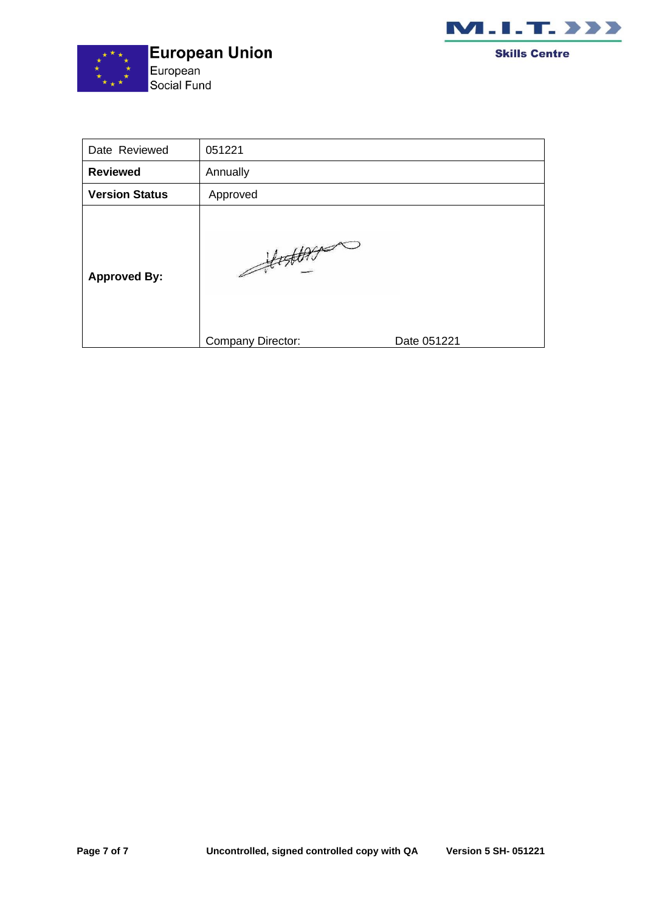| | |
|---|---|
| Date Reviewed | 051221 |
| **Reviewed** | Annually |
| **Version Status** | Approved |
| **Approved By:** | Company Director: Date 051221 |